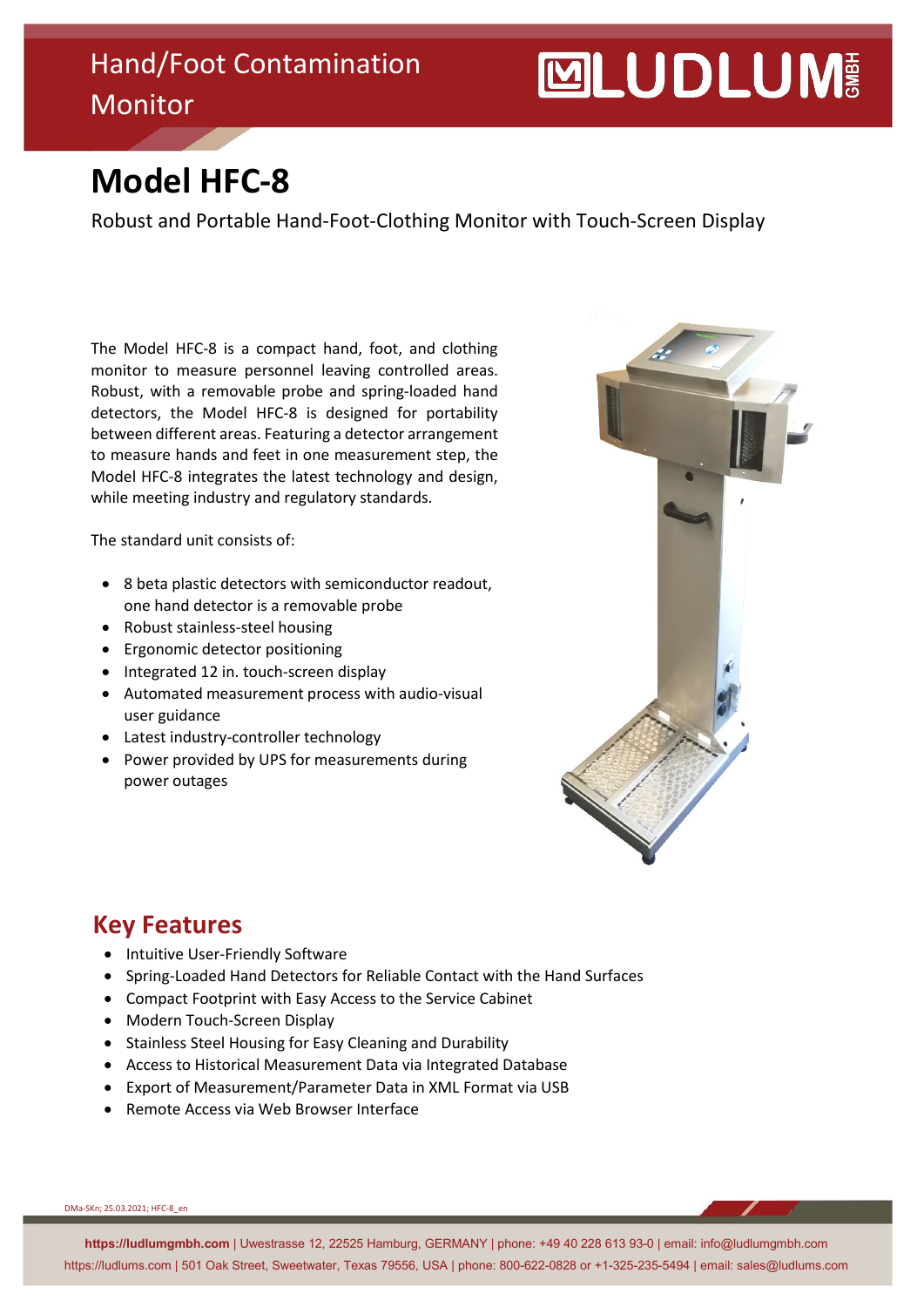Hand/Foot Contamination Monitor

LUDLUM GMBH

# Model HFC-8

Robust and Portable Hand-Foot-Clothing Monitor with Touch-Screen Display

The Model HFC-8 is a compact hand, foot, and clothing monitor to measure personnel leaving controlled areas. Robust, with a removable probe and spring-loaded hand detectors, the Model HFC-8 is designed for portability between different areas. Featuring a detector arrangement to measure hands and feet in one measurement step, the Model HFC-8 integrates the latest technology and design, while meeting industry and regulatory standards.

The standard unit consists of:

- 8 beta plastic detectors with semiconductor readout, one hand detector is a removable probe
- Robust stainless-steel housing
- Ergonomic detector positioning
- Integrated 12 in. touch-screen display
- Automated measurement process with audio-visual user guidance
- Latest industry-controller technology
- Power provided by UPS for measurements during power outages

## Key Features

- Intuitive User-Friendly Software
- Spring-Loaded Hand Detectors for Reliable Contact with the Hand Surfaces
- Compact Footprint with Easy Access to the Service Cabinet
- Modern Touch-Screen Display
- Stainless Steel Housing for Easy Cleaning and Durability
- Access to Historical Measurement Data via Integrated Database
- Export of Measurement/Parameter Data in XML Format via USB
- Remote Access via Web Browser Interface

DMa-SKn; 25.03.2021; HFC-8_en

**https://ludlumgmbh.com** | Uwestrasse 12, 22525 Hamburg, GERMANY | phone: +49 40 228 613 93-0 | email: info@ludlumgmbh.com
https://ludlums.com | 501 Oak Street, Sweetwater, Texas 79556, USA | phone: 800-622-0828 or +1-325-235-5494 | email: sales@ludlums.com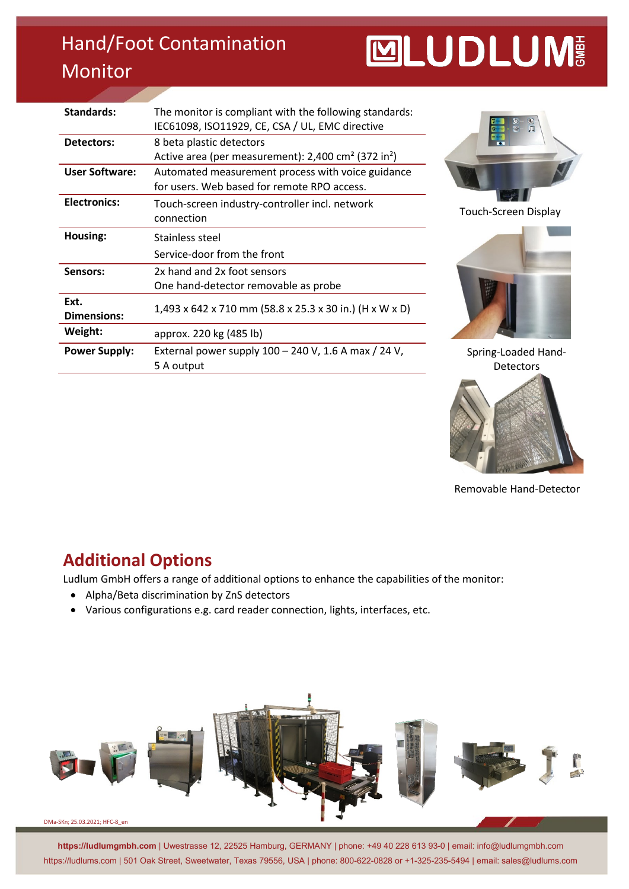# Hand/Foot Contamination Monitor

| | |
|---|---|
| **Standards:** | The monitor is compliant with the following standards: IEC61098, ISO11929, CE, CSA / UL, EMC directive |
| **Detectors:** | 8 beta plastic detectors<br>Active area (per measurement): 2,400 cm² (372 in²) |
| **User Software:** | Automated measurement process with voice guidance for users. Web based for remote RPO access. |
| **Electronics:** | Touch-screen industry-controller incl. network connection |
| **Housing:** | Stainless steel<br>Service-door from the front |
| **Sensors:** | 2x hand and 2x foot sensors<br>One hand-detector removable as probe |
| **Ext. Dimensions:** | 1,493 x 642 x 710 mm (58.8 x 25.3 x 30 in.) (H x W x D) |
| **Weight:** | approx. 220 kg (485 lb) |
| **Power Supply:** | External power supply 100 – 240 V, 1.6 A max / 24 V, 5 A output |

Touch-Screen Display

Spring-Loaded Hand-Detectors

Removable Hand-Detector

## Additional Options

Ludlum GmbH offers a range of additional options to enhance the capabilities of the monitor:

- Alpha/Beta discrimination by ZnS detectors
- Various configurations e.g. card reader connection, lights, interfaces, etc.

DMa-SKn; 25.03.2021; HFC-8_en

**https://ludlumgmbh.com** | Uwestrasse 12, 22525 Hamburg, GERMANY | phone: +49 40 228 613 93-0 | email: info@ludlumgmbh.com
https://ludlums.com | 501 Oak Street, Sweetwater, Texas 79556, USA | phone: 800-622-0828 or +1-325-235-5494 | email: sales@ludlums.com